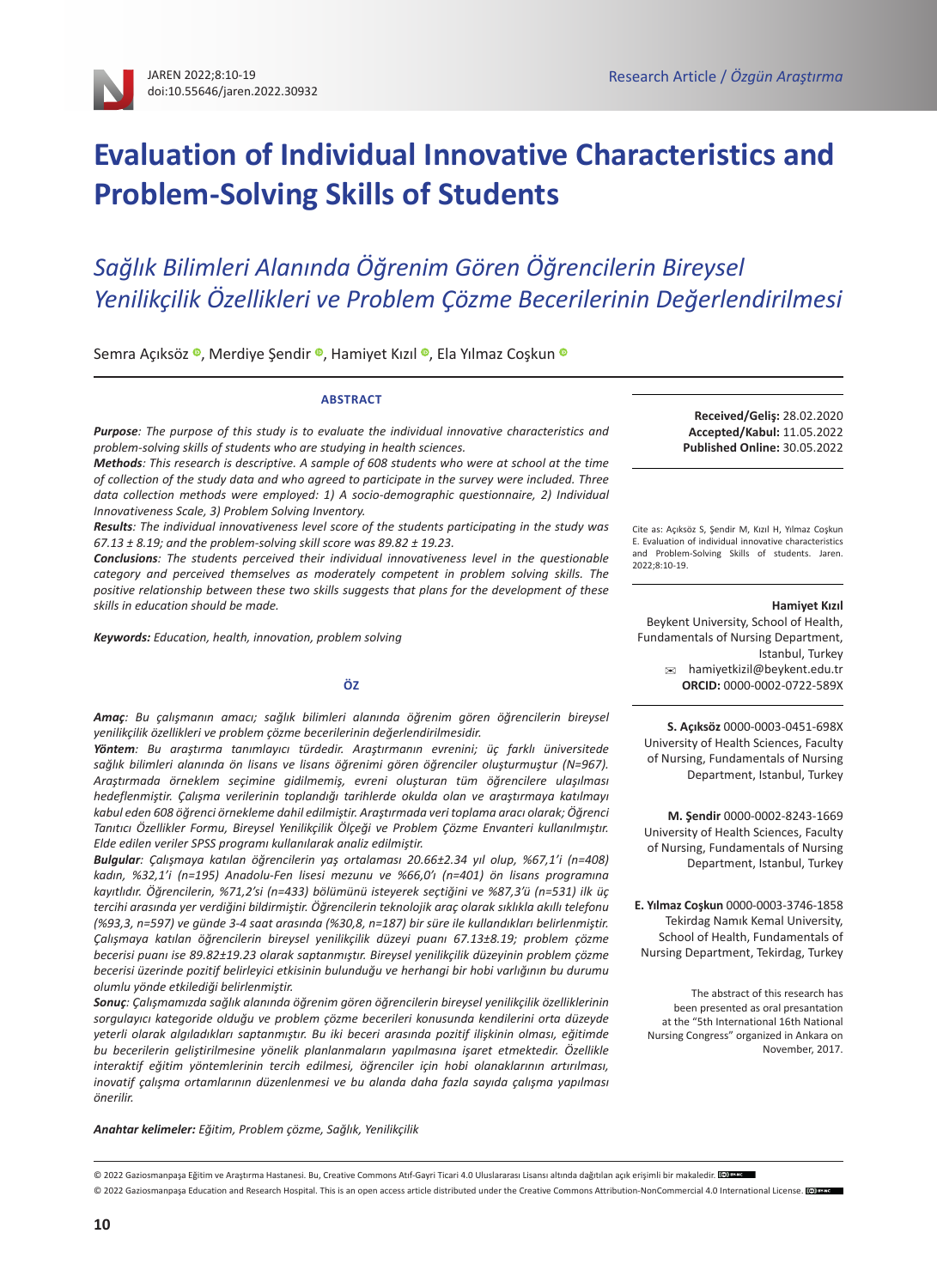Research Article / *Özgün Araştırma*

# Evaluation of Individual Innovative Characteristics and Problem-Solving Skills of Students

## *Sağlık Bilimleri Alanında Öğrenim Gören Öğrencilerin Bireysel Yenilikçilik Özellikleri ve Problem Çözme Becerilerinin Değerlendirilmesi*

Semra Açıksöz, Merdiye Şendir, Hamiyet Kızıl, Ela Yılmaz Coşkun

### ABSTRACT

***Purpose**: The purpose of this study is to evaluate the individual innovative characteristics and problem-solving skills of students who are studying in health sciences.*

***Methods**: This research is descriptive. A sample of 608 students who were at school at the time of collection of the study data and who agreed to participate in the survey were included. Three data collection methods were employed: 1) A socio-demographic questionnaire, 2) Individual Innovativeness Scale, 3) Problem Solving Inventory.*

***Results**: The individual innovativeness level score of the students participating in the study was 67.13 ± 8.19; and the problem-solving skill score was 89.82 ± 19.23.*

***Conclusions**: The students perceived their individual innovativeness level in the questionable category and perceived themselves as moderately competent in problem solving skills. The positive relationship between these two skills suggests that plans for the development of these skills in education should be made.*

***Keywords:** Education, health, innovation, problem solving*

### ÖZ

***Amaç**: Bu çalışmanın amacı; sağlık bilimleri alanında öğrenim gören öğrencilerin bireysel yenilikçilik özellikleri ve problem çözme becerilerinin değerlendirilmesidir.*

***Yöntem**: Bu araştırma tanımlayıcı türdedir. Araştırmanın evrenini; üç farklı üniversitede sağlık bilimleri alanında ön lisans ve lisans öğrenimi gören öğrenciler oluşturmuştur (N=967). Araştırmada örneklem seçimine gidilmemiş, evreni oluşturan tüm öğrencilere ulaşılması hedeflenmiştir. Çalışma verilerinin toplandığı tarihlerde okulda olan ve araştırmaya katılmayı kabul eden 608 öğrenci örnekleme dahil edilmiştir. Araştırmada veri toplama aracı olarak; Öğrenci Tanıtıcı Özellikler Formu, Bireysel Yenilikçilik Ölçeği ve Problem Çözme Envanteri kullanılmıştır. Elde edilen veriler SPSS programı kullanılarak analiz edilmiştir.*

***Bulgular**: Çalışmaya katılan öğrencilerin yaş ortalaması 20.66±2.34 yıl olup, %67,1'i (n=408) kadın, %32,1'i (n=195) Anadolu-Fen lisesi mezunu ve %66,0'ı (n=401) ön lisans programına kayıtlıdır. Öğrencilerin, %71,2'si (n=433) bölümünü isteyerek seçtiğini ve %87,3'ü (n=531) ilk üç tercihi arasında yer verdiğini bildirmiştir. Öğrencilerin teknolojik araç olarak sıklıkla akıllı telefonu (%93,3, n=597) ve günde 3-4 saat arasında (%30,8, n=187) bir süre ile kullandıkları belirlenmiştir. Çalışmaya katılan öğrencilerin bireysel yenilikçilik düzeyi puanı 67.13±8.19; problem çözme becerisi puanı ise 89.82±19.23 olarak saptanmıştır. Bireysel yenilikçilik düzeyinin problem çözme becerisi üzerinde pozitif belirleyici etkisinin bulunduğu ve herhangi bir hobi varlığının bu durumu olumlu yönde etkilediği belirlenmiştir.*

***Sonuç**: Çalışmamızda sağlık alanında öğrenim gören öğrencilerin bireysel yenilikçilik özelliklerinin sorgulayıcı kategoride olduğu ve problem çözme becerileri konusunda kendilerini orta düzeyde yeterli olarak algıladıkları saptanmıştır. Bu iki beceri arasında pozitif ilişkinin olması, eğitimde bu becerilerin geliştirilmesine yönelik planlanmaların yapılmasına işaret etmektedir. Özellikle interaktif eğitim yöntemlerinin tercih edilmesi, öğrenciler için hobi olanaklarının artırılması, inovatif çalışma ortamlarının düzenlenmesi ve bu alanda daha fazla sayıda çalışma yapılması önerilir.*

***Anahtar kelimeler:** Eğitim, Problem çözme, Sağlık, Yenilikçilik*

**Received/Geliş:** 28.02.2020
**Accepted/Kabul:** 11.05.2022
**Published Online:** 30.05.2022

Cite as: Açıksöz S, Şendir M, Kızıl H, Yılmaz Coşkun E. Evaluation of individual innovative characteristics and Problem-Solving Skills of students. Jaren. 2022;8:10-19.

**Hamiyet Kızıl**
Beykent University, School of Health, Fundamentals of Nursing Department, Istanbul, Turkey
hamiyetkizil@beykent.edu.tr
**ORCID:** 0000-0002-0722-589X

**S. Açıksöz** 0000-0003-0451-698X
University of Health Sciences, Faculty of Nursing, Fundamentals of Nursing Department, Istanbul, Turkey

**M. Şendir** 0000-0002-8243-1669
University of Health Sciences, Faculty of Nursing, Fundamentals of Nursing Department, Istanbul, Turkey

**E. Yılmaz Coşkun** 0000-0003-3746-1858
Tekirdag Namık Kemal University, School of Health, Fundamentals of Nursing Department, Tekirdag, Turkey

The abstract of this research has been presented as oral pantation at the "5th International 16th National Nursing Congress" organized in Ankara on November, 2017.

© 2022 Gaziosmanpaşa Eğitim ve Araştırma Hastanesi. Bu, Creative Commons Atıf-Gayri Ticari 4.0 Uluslararası Lisansı altında dağıtılan açık erişimli bir makaledir.
© 2022 Gaziosmanpaşa Education and Research Hospital. This is an open access article distributed under the Creative Commons Attribution-NonCommercial 4.0 International License.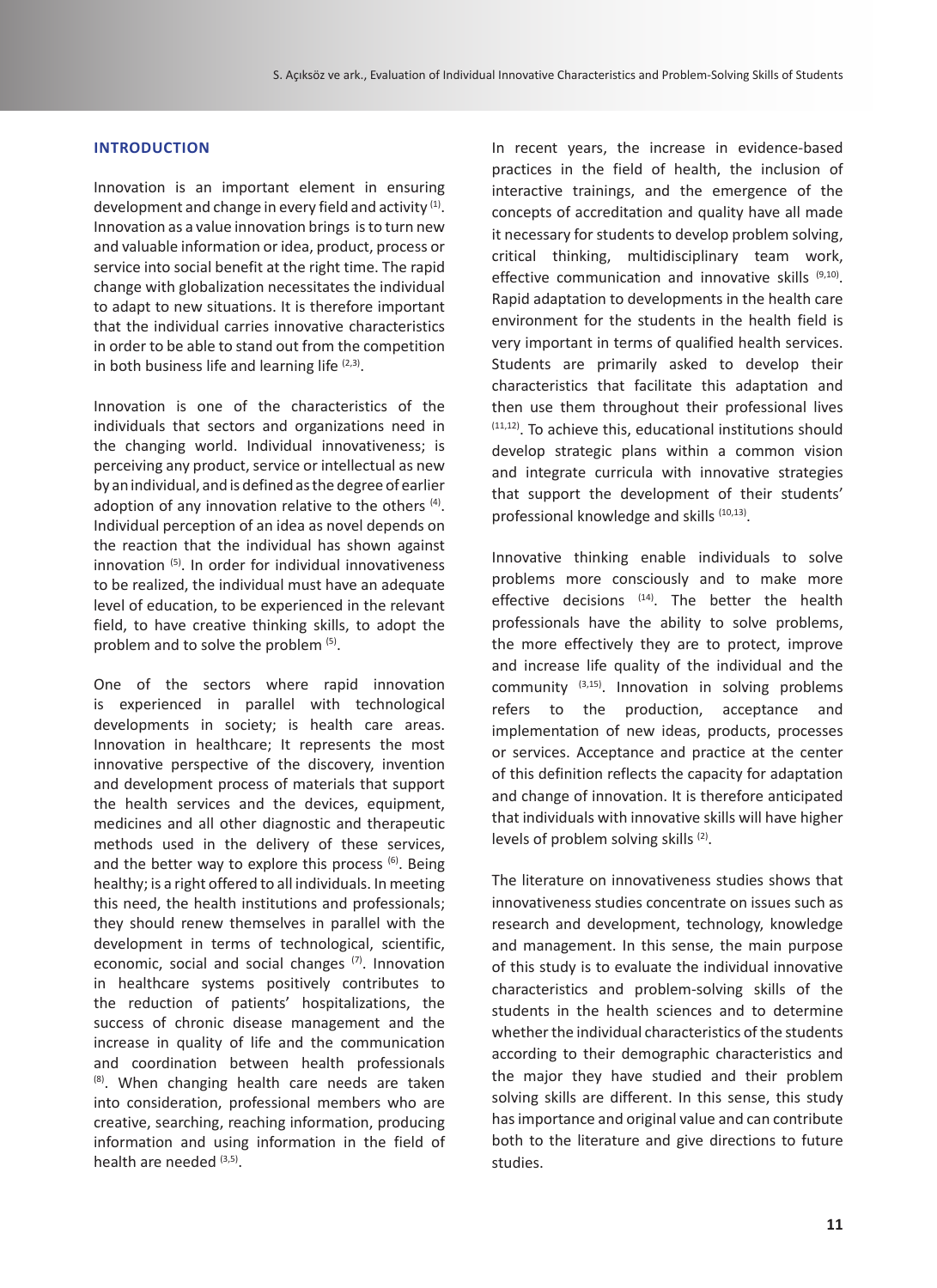## INTRODUCTION

Innovation is an important element in ensuring development and change in every field and activity [1]. Innovation as a value innovation brings is to turn new and valuable information or idea, product, process or service into social benefit at the right time. The rapid change with globalization necessitates the individual to adapt to new situations. It is therefore important that the individual carries innovative characteristics in order to be able to stand out from the competition in both business life and learning life [2,3].

Innovation is one of the characteristics of the individuals that sectors and organizations need in the changing world. Individual innovativeness; is perceiving any product, service or intellectual as new by an individual, and is defined as the degree of earlier adoption of any innovation relative to the others [4]. Individual perception of an idea as novel depends on the reaction that the individual has shown against innovation [5]. In order for individual innovativeness to be realized, the individual must have an adequate level of education, to be experienced in the relevant field, to have creative thinking skills, to adopt the problem and to solve the problem [5].

One of the sectors where rapid innovation is experienced in parallel with technological developments in society; is health care areas. Innovation in healthcare; It represents the most innovative perspective of the discovery, invention and development process of materials that support the health services and the devices, equipment, medicines and all other diagnostic and therapeutic methods used in the delivery of these services, and the better way to explore this process [6]. Being healthy; is a right offered to all individuals. In meeting this need, the health institutions and professionals; they should renew themselves in parallel with the development in terms of technological, scientific, economic, social and social changes [7]. Innovation in healthcare systems positively contributes to the reduction of patients' hospitalizations, the success of chronic disease management and the increase in quality of life and the communication and coordination between health professionals [8]. When changing health care needs are taken into consideration, professional members who are creative, searching, reaching information, producing information and using information in the field of health are needed [3,5].

In recent years, the increase in evidence-based practices in the field of health, the inclusion of interactive trainings, and the emergence of the concepts of accreditation and quality have all made it necessary for students to develop problem solving, critical thinking, multidisciplinary team work, effective communication and innovative skills [9,10]. Rapid adaptation to developments in the health care environment for the students in the health field is very important in terms of qualified health services. Students are primarily asked to develop their characteristics that facilitate this adaptation and then use them throughout their professional lives [11,12]. To achieve this, educational institutions should develop strategic plans within a common vision and integrate curricula with innovative strategies that support the development of their students' professional knowledge and skills [10,13].

Innovative thinking enable individuals to solve problems more consciously and to make more effective decisions [14]. The better the health professionals have the ability to solve problems, the more effectively they are to protect, improve and increase life quality of the individual and the community [3,15]. Innovation in solving problems refers to the production, acceptance and implementation of new ideas, products, processes or services. Acceptance and practice at the center of this definition reflects the capacity for adaptation and change of innovation. It is therefore anticipated that individuals with innovative skills will have higher levels of problem solving skills [2].

The literature on innovativeness studies shows that innovativeness studies concentrate on issues such as research and development, technology, knowledge and management. In this sense, the main purpose of this study is to evaluate the individual innovative characteristics and problem-solving skills of the students in the health sciences and to determine whether the individual characteristics of the students according to their demographic characteristics and the major they have studied and their problem solving skills are different. In this sense, this study has importance and original value and can contribute both to the literature and give directions to future studies.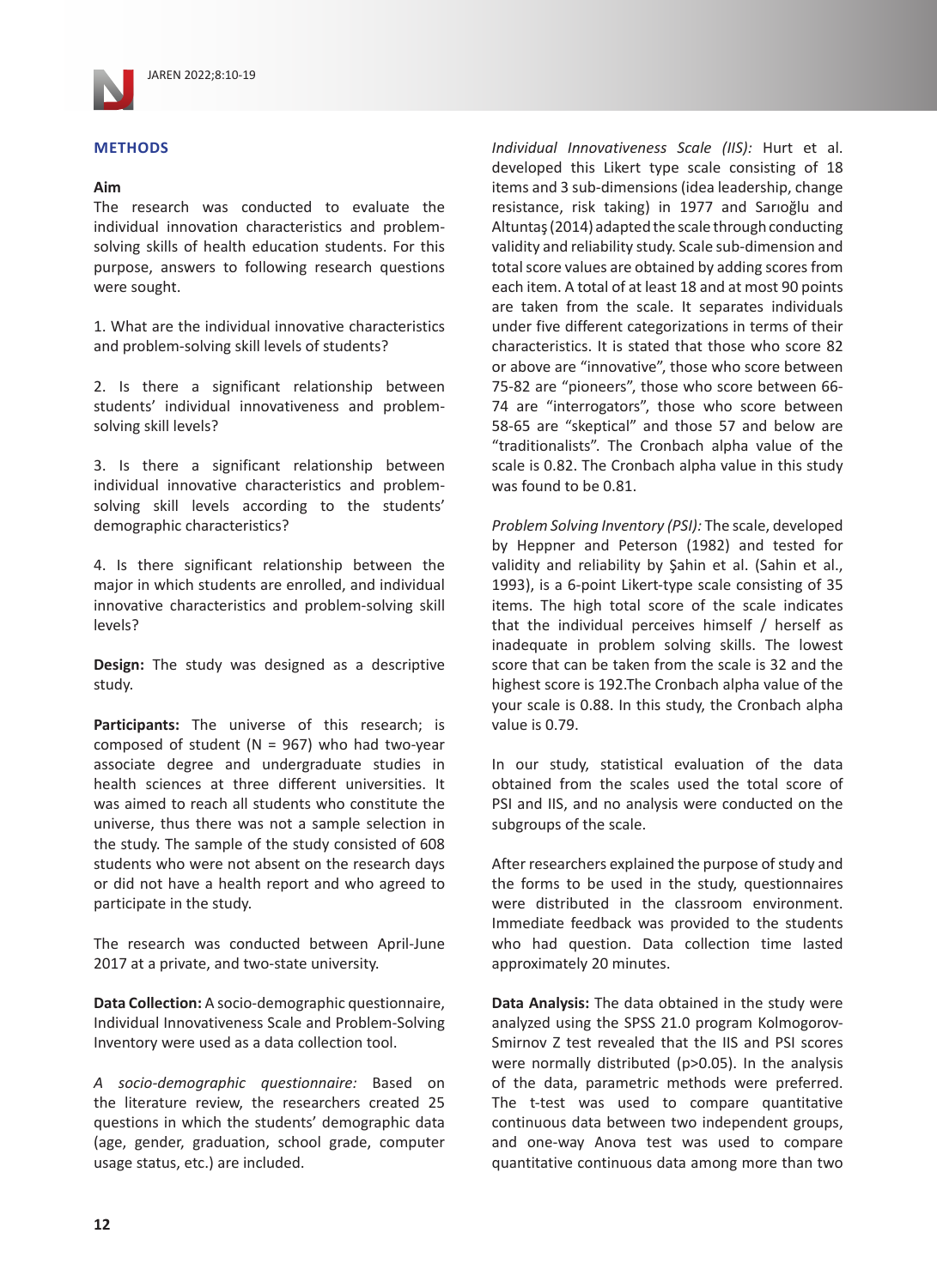## METHODS

### Aim

The research was conducted to evaluate the individual innovation characteristics and problem-solving skills of health education students. For this purpose, answers to following research questions were sought.

1. What are the individual innovative characteristics and problem-solving skill levels of students?

2. Is there a significant relationship between students' individual innovativeness and problem-solving skill levels?

3. Is there a significant relationship between individual innovative characteristics and problem-solving skill levels according to the students' demographic characteristics?

4. Is there significant relationship between the major in which students are enrolled, and individual innovative characteristics and problem-solving skill levels?

**Design:** The study was designed as a descriptive study.

**Participants:** The universe of this research; is composed of student (N = 967) who had two-year associate degree and undergraduate studies in health sciences at three different universities. It was aimed to reach all students who constitute the universe, thus there was not a sample selection in the study. The sample of the study consisted of 608 students who were not absent on the research days or did not have a health report and who agreed to participate in the study.

The research was conducted between April-June 2017 at a private, and two-state university.

**Data Collection:** A socio-demographic questionnaire, Individual Innovativeness Scale and Problem-Solving Inventory were used as a data collection tool.

*A socio-demographic questionnaire:* Based on the literature review, the researchers created 25 questions in which the students' demographic data (age, gender, graduation, school grade, computer usage status, etc.) are included.

*Individual Innovativeness Scale (IIS):* Hurt et al. developed this Likert type scale consisting of 18 items and 3 sub-dimensions (idea leadership, change resistance, risk taking) in 1977 and Sarıoğlu and Altuntaş (2014) adapted the scale through conducting validity and reliability study. Scale sub-dimension and total score values are obtained by adding scores from each item. A total of at least 18 and at most 90 points are taken from the scale. It separates individuals under five different categorizations in terms of their characteristics. It is stated that those who score 82 or above are "innovative", those who score between 75-82 are "pioneers", those who score between 66-74 are "interrogators", those who score between 58-65 are "skeptical" and those 57 and below are "traditionalists". The Cronbach alpha value of the scale is 0.82. The Cronbach alpha value in this study was found to be 0.81.

*Problem Solving Inventory (PSI):* The scale, developed by Heppner and Peterson (1982) and tested for validity and reliability by Şahin et al. (Sahin et al., 1993), is a 6-point Likert-type scale consisting of 35 items. The high total score of the scale indicates that the individual perceives himself / herself as inadequate in problem solving skills. The lowest score that can be taken from the scale is 32 and the highest score is 192.The Cronbach alpha value of the your scale is 0.88. In this study, the Cronbach alpha value is 0.79.

In our study, statistical evaluation of the data obtained from the scales used the total score of PSI and IIS, and no analysis were conducted on the subgroups of the scale.

After researchers explained the purpose of study and the forms to be used in the study, questionnaires were distributed in the classroom environment. Immediate feedback was provided to the students who had question. Data collection time lasted approximately 20 minutes.

**Data Analysis:** The data obtained in the study were analyzed using the SPSS 21.0 program Kolmogorov-Smirnov Z test revealed that the IIS and PSI scores were normally distributed ($p>0.05$). In the analysis of the data, parametric methods were preferred. The t-test was used to compare quantitative continuous data between two independent groups, and one-way Anova test was used to compare quantitative continuous data among more than two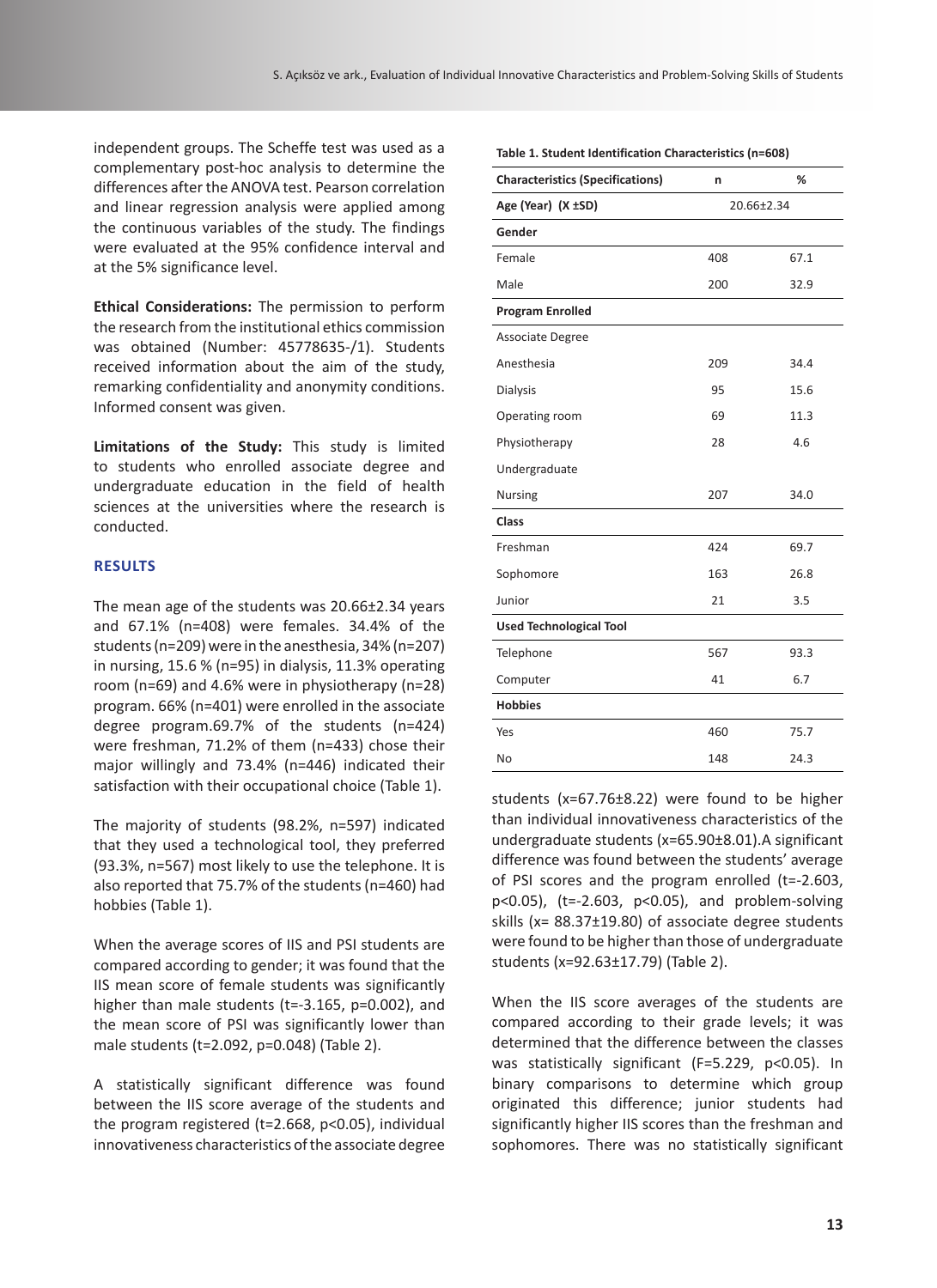independent groups. The Scheffe test was used as a complementary post-hoc analysis to determine the differences after the ANOVA test. Pearson correlation and linear regression analysis were applied among the continuous variables of the study. The findings were evaluated at the 95% confidence interval and at the 5% significance level.

**Ethical Considerations:** The permission to perform the research from the institutional ethics commission was obtained (Number: 45778635-/1). Students received information about the aim of the study, remarking confidentiality and anonymity conditions. Informed consent was given.

**Limitations of the Study:** This study is limited to students who enrolled associate degree and undergraduate education in the field of health sciences at the universities where the research is conducted.

## RESULTS

The mean age of the students was 20.66±2.34 years and 67.1% (n=408) were females. 34.4% of the students (n=209) were in the anesthesia, 34% (n=207) in nursing, 15.6 % (n=95) in dialysis, 11.3% operating room (n=69) and 4.6% were in physiotherapy (n=28) program. 66% (n=401) were enrolled in the associate degree program.69.7% of the students (n=424) were freshman, 71.2% of them (n=433) chose their major willingly and 73.4% (n=446) indicated their satisfaction with their occupational choice (Table 1).

The majority of students (98.2%, n=597) indicated that they used a technological tool, they preferred (93.3%, n=567) most likely to use the telephone. It is also reported that 75.7% of the students (n=460) had hobbies (Table 1).

When the average scores of IIS and PSI students are compared according to gender; it was found that the IIS mean score of female students was significantly higher than male students (t=-3.165, p=0.002), and the mean score of PSI was significantly lower than male students (t=2.092, p=0.048) (Table 2).

A statistically significant difference was found between the IIS score average of the students and the program registered (t=2.668, p<0.05), individual innovativeness characteristics of the associate degree students (x=67.76±8.22) were found to be higher than individual innovativeness characteristics of the undergraduate students (x=65.90±8.01).A significant difference was found between the students' average of PSI scores and the program enrolled (t=-2.603, p<0.05), (t=-2.603, p<0.05), and problem-solving skills (x= 88.37±19.80) of associate degree students were found to be higher than those of undergraduate students (x=92.63±17.79) (Table 2).

When the IIS score averages of the students are compared according to their grade levels; it was determined that the difference between the classes was statistically significant (F=5.229, p<0.05). In binary comparisons to determine which group originated this difference; junior students had significantly higher IIS scores than the freshman and sophomores. There was no statistically significant

**Table 1. Student Identification Characteristics (n=608)**

| Characteristics (Specifications) | n | % |
|---|---|---|
| **Age (Year) (X ±SD)** | 20.66±2.34 | |
| **Gender** | | |
| Female | 408 | 67.1 |
| Male | 200 | 32.9 |
| **Program Enrolled** | | |
| Associate Degree | | |
| Anesthesia | 209 | 34.4 |
| Dialysis | 95 | 15.6 |
| Operating room | 69 | 11.3 |
| Physiotherapy | 28 | 4.6 |
| Undergraduate | | |
| Nursing | 207 | 34.0 |
| **Class** | | |
| Freshman | 424 | 69.7 |
| Sophomore | 163 | 26.8 |
| Junior | 21 | 3.5 |
| **Used Technological Tool** | | |
| Telephone | 567 | 93.3 |
| Computer | 41 | 6.7 |
| **Hobbies** | | |
| Yes | 460 | 75.7 |
| No | 148 | 24.3 |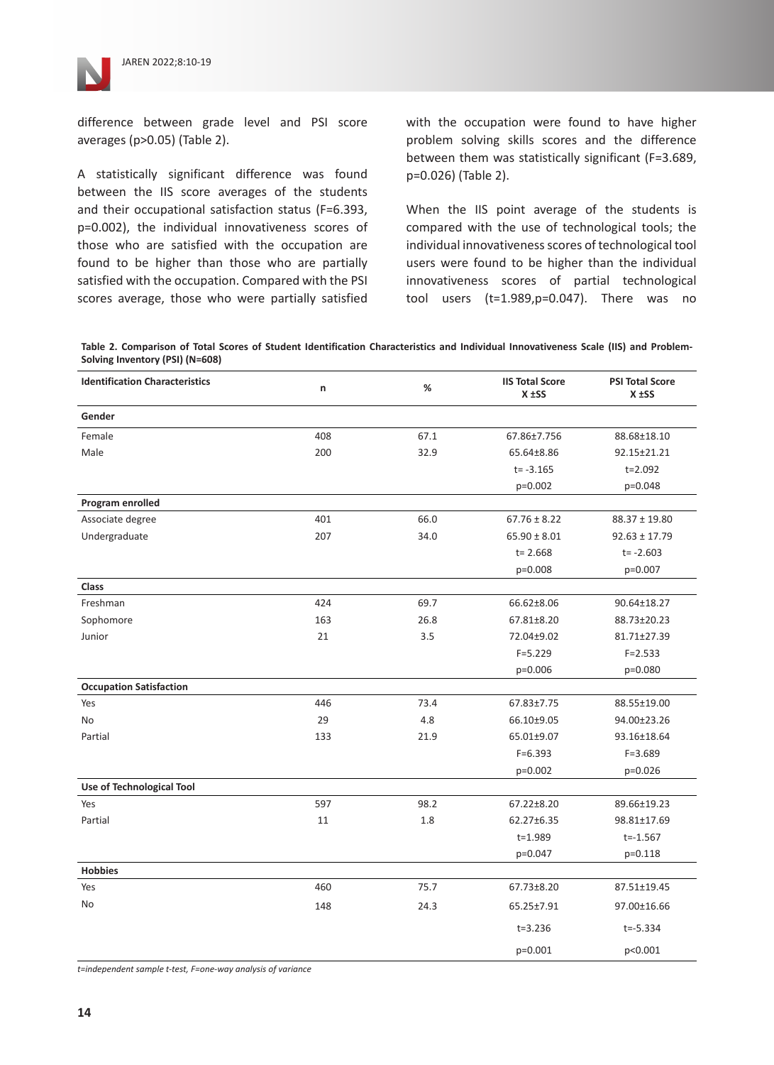difference between grade level and PSI score averages (p>0.05) (Table 2).

A statistically significant difference was found between the IIS score averages of the students and their occupational satisfaction status (F=6.393, p=0.002), the individual innovativeness scores of those who are satisfied with the occupation are found to be higher than those who are partially satisfied with the occupation. Compared with the PSI scores average, those who were partially satisfied with the occupation were found to have higher problem solving skills scores and the difference between them was statistically significant (F=3.689, p=0.026) (Table 2).

When the IIS point average of the students is compared with the use of technological tools; the individual innovativeness scores of technological tool users were found to be higher than the individual innovativeness scores of partial technological tool users (t=1.989,p=0.047). There was no

**Table 2. Comparison of Total Scores of Student Identification Characteristics and Individual Innovativeness Scale (IIS) and Problem-Solving Inventory (PSI) (N=608)**

| Identification Characteristics | n | % | IIS Total Score X ±SS | PSI Total Score X ±SS |
|---|---|---|---|---|
| **Gender** | | | | |
| Female | 408 | 67.1 | 67.86±7.756 | 88.68±18.10 |
| Male | 200 | 32.9 | 65.64±8.86 | 92.15±21.21 |
| | | | t= -3.165 | t=2.092 |
| | | | p=0.002 | p=0.048 |
| **Program enrolled** | | | | |
| Associate degree | 401 | 66.0 | 67.76 ± 8.22 | 88.37 ± 19.80 |
| Undergraduate | 207 | 34.0 | 65.90 ± 8.01 | 92.63 ± 17.79 |
| | | | t= 2.668 | t= -2.603 |
| | | | p=0.008 | p=0.007 |
| **Class** | | | | |
| Freshman | 424 | 69.7 | 66.62±8.06 | 90.64±18.27 |
| Sophomore | 163 | 26.8 | 67.81±8.20 | 88.73±20.23 |
| Junior | 21 | 3.5 | 72.04±9.02 | 81.71±27.39 |
| | | | F=5.229 | F=2.533 |
| | | | p=0.006 | p=0.080 |
| **Occupation Satisfaction** | | | | |
| Yes | 446 | 73.4 | 67.83±7.75 | 88.55±19.00 |
| No | 29 | 4.8 | 66.10±9.05 | 94.00±23.26 |
| Partial | 133 | 21.9 | 65.01±9.07 | 93.16±18.64 |
| | | | F=6.393 | F=3.689 |
| | | | p=0.002 | p=0.026 |
| **Use of Technological Tool** | | | | |
| Yes | 597 | 98.2 | 67.22±8.20 | 89.66±19.23 |
| Partial | 11 | 1.8 | 62.27±6.35 | 98.81±17.69 |
| | | | t=1.989 | t=-1.567 |
| | | | p=0.047 | p=0.118 |
| **Hobbies** | | | | |
| Yes | 460 | 75.7 | 67.73±8.20 | 87.51±19.45 |
| No | 148 | 24.3 | 65.25±7.91 | 97.00±16.66 |
| | | | t=3.236 | t=-5.334 |
| | | | p=0.001 | p<0.001 |

*t=independent sample t-test, F=one-way analysis of variance*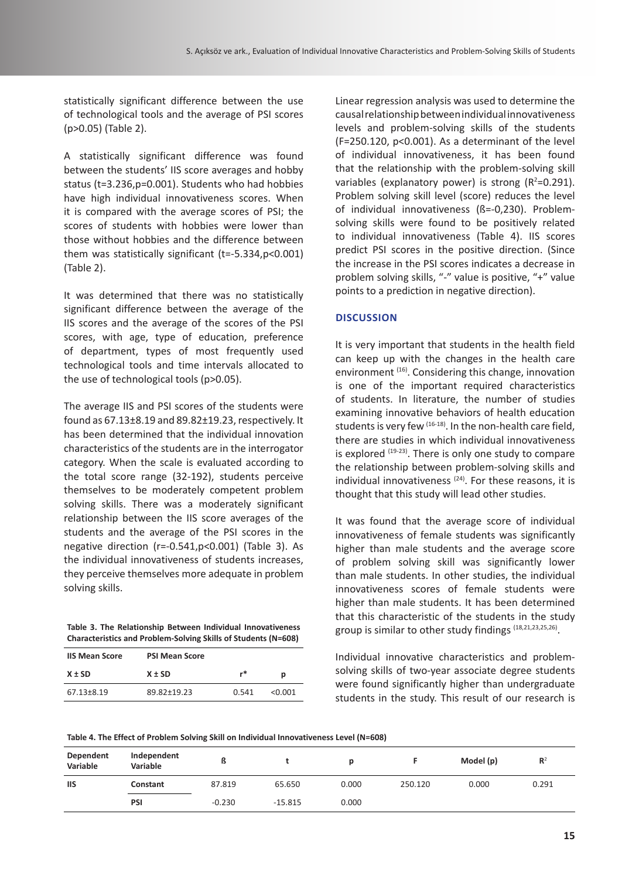statistically significant difference between the use of technological tools and the average of PSI scores ($p>0.05$) (Table 2).

A statistically significant difference was found between the students' IIS score averages and hobby status ($t=3.236, p=0.001$). Students who had hobbies have high individual innovativeness scores. When it is compared with the average scores of PSI; the scores of students with hobbies were lower than those without hobbies and the difference between them was statistically significant ($t=-5.334, p<0.001$) (Table 2).

It was determined that there was no statistically significant difference between the average of the IIS scores and the average of the scores of the PSI scores, with age, type of education, preference of department, types of most frequently used technological tools and time intervals allocated to the use of technological tools ($p>0.05$).

The average IIS and PSI scores of the students were found as 67.13±8.19 and 89.82±19.23, respectively. It has been determined that the individual innovation characteristics of the students are in the interrogator category. When the scale is evaluated according to the total score range (32-192), students perceive themselves to be moderately competent problem solving skills. There was a moderately significant relationship between the IIS score averages of the students and the average of the PSI scores in the negative direction ($r=-0.541, p<0.001$) (Table 3). As the individual innovativeness of students increases, they perceive themselves more adequate in problem solving skills.

**Table 3. The Relationship Between Individual Innovativeness Characteristics and Problem-Solving Skills of Students (N=608)**

| IIS Mean Score | PSI Mean Score | | |
|---|---|---|---|
| X ± SD | X ± SD | r* | p |
| 67.13±8.19 | 89.82±19.23 | 0.541 | <0.001 |

Linear regression analysis was used to determine the causal relationship between individual innovativeness levels and problem-solving skills of the students ($F=250.120, p<0.001$). As a determinant of the level of individual innovativeness, it has been found that the relationship with the problem-solving skill variables (explanatory power) is strong ($R^2=0.291$). Problem solving skill level (score) reduces the level of individual innovativeness (ß=-0,230). Problem-solving skills were found to be positively related to individual innovativeness (Table 4). IIS scores predict PSI scores in the positive direction. (Since the increase in the PSI scores indicates a decrease in problem solving skills, "-" value is positive, "+" value points to a prediction in negative direction).

## DISCUSSION

It is very important that students in the health field can keep up with the changes in the health care environment [16]. Considering this change, innovation is one of the important required characteristics of students. In literature, the number of studies examining innovative behaviors of health education students is very few [16-18]. In the non-health care field, there are studies in which individual innovativeness is explored [19-23]. There is only one study to compare the relationship between problem-solving skills and individual innovativeness [24]. For these reasons, it is thought that this study will lead other studies.

It was found that the average score of individual innovativeness of female students was significantly higher than male students and the average score of problem solving skill was significantly lower than male students. In other studies, the individual innovativeness scores of female students were higher than male students. It has been determined that this characteristic of the students in the study group is similar to other study findings [18,21,23,25,26].

Individual innovative characteristics and problem-solving skills of two-year associate degree students were found significantly higher than undergraduate students in the study. This result of our research is

**Table 4. The Effect of Problem Solving Skill on Individual Innovativeness Level (N=608)**

| Dependent Variable | Independent Variable | ß | t | p | F | Model (p) | $R^2$ |
|---|---|---|---|---|---|---|---|
| **IIS** | **Constant** | 87.819 | 65.650 | 0.000 | 250.120 | 0.000 | 0.291 |
| | **PSI** | -0.230 | -15.815 | 0.000 | | | |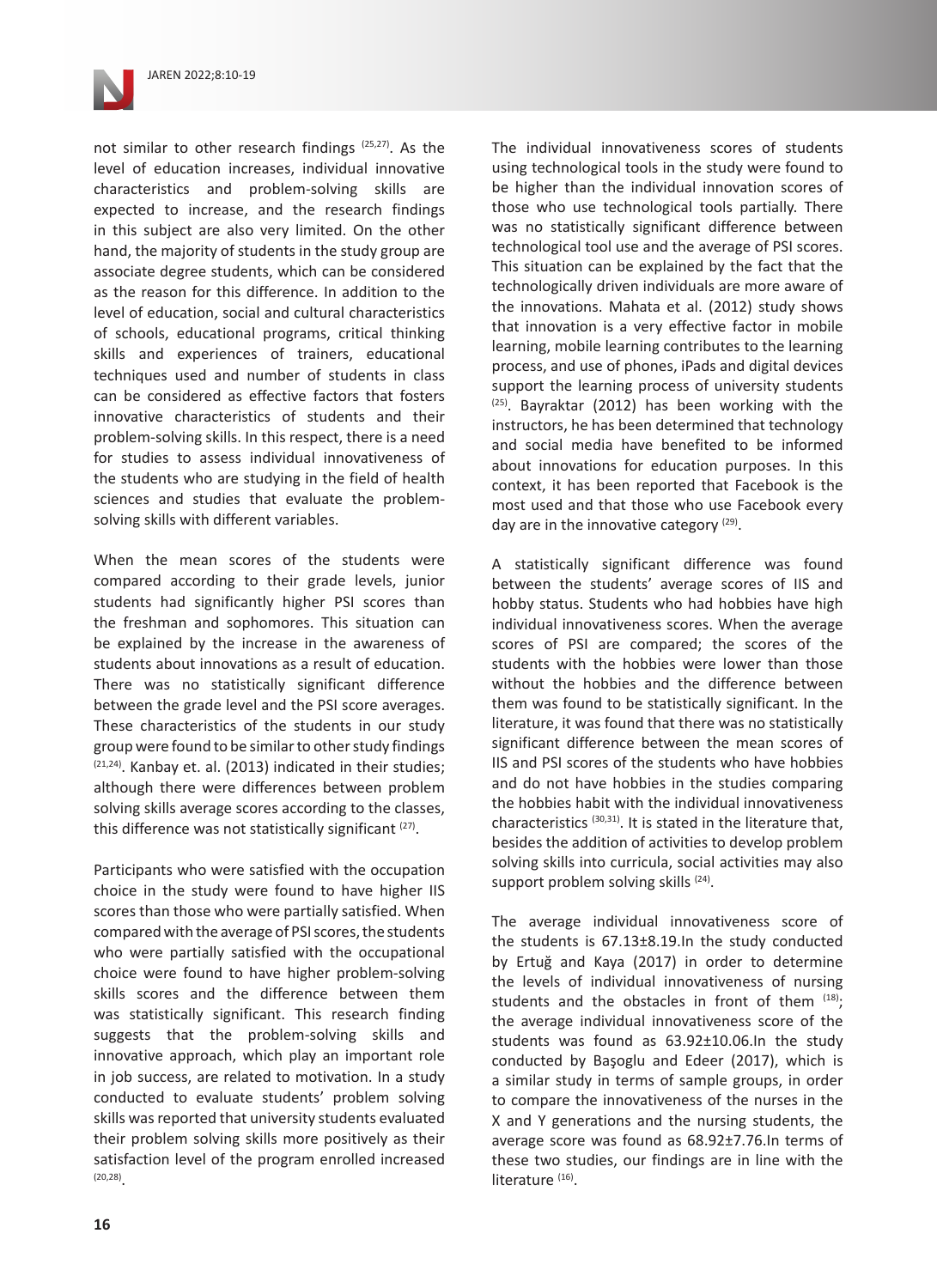not similar to other research findings [25,27]. As the level of education increases, individual innovative characteristics and problem-solving skills are expected to increase, and the research findings in this subject are also very limited. On the other hand, the majority of students in the study group are associate degree students, which can be considered as the reason for this difference. In addition to the level of education, social and cultural characteristics of schools, educational programs, critical thinking skills and experiences of trainers, educational techniques used and number of students in class can be considered as effective factors that fosters innovative characteristics of students and their problem-solving skills. In this respect, there is a need for studies to assess individual innovativeness of the students who are studying in the field of health sciences and studies that evaluate the problem-solving skills with different variables.

When the mean scores of the students were compared according to their grade levels, junior students had significantly higher PSI scores than the freshman and sophomores. This situation can be explained by the increase in the awareness of students about innovations as a result of education. There was no statistically significant difference between the grade level and the PSI score averages. These characteristics of the students in our study group were found to be similar to other study findings [21,24]. Kanbay et. al. (2013) indicated in their studies; although there were differences between problem solving skills average scores according to the classes, this difference was not statistically significant [27].

Participants who were satisfied with the occupation choice in the study were found to have higher IIS scores than those who were partially satisfied. When compared with the average of PSI scores, the students who were partially satisfied with the occupational choice were found to have higher problem-solving skills scores and the difference between them was statistically significant. This research finding suggests that the problem-solving skills and innovative approach, which play an important role in job success, are related to motivation. In a study conducted to evaluate students' problem solving skills was reported that university students evaluated their problem solving skills more positively as their satisfaction level of the program enrolled increased [20,28].

The individual innovativeness scores of students using technological tools in the study were found to be higher than the individual innovation scores of those who use technological tools partially. There was no statistically significant difference between technological tool use and the average of PSI scores. This situation can be explained by the fact that the technologically driven individuals are more aware of the innovations. Mahata et al. (2012) study shows that innovation is a very effective factor in mobile learning, mobile learning contributes to the learning process, and use of phones, iPads and digital devices support the learning process of university students [25]. Bayraktar (2012) has been working with the instructors, he has been determined that technology and social media have benefited to be informed about innovations for education purposes. In this context, it has been reported that Facebook is the most used and that those who use Facebook every day are in the innovative category [29].

A statistically significant difference was found between the students' average scores of IIS and hobby status. Students who had hobbies have high individual innovativeness scores. When the average scores of PSI are compared; the scores of the students with the hobbies were lower than those without the hobbies and the difference between them was found to be statistically significant. In the literature, it was found that there was no statistically significant difference between the mean scores of IIS and PSI scores of the students who have hobbies and do not have hobbies in the studies comparing the hobbies habit with the individual innovativeness characteristics [30,31]. It is stated in the literature that, besides the addition of activities to develop problem solving skills into curricula, social activities may also support problem solving skills [24].

The average individual innovativeness score of the students is 67.13±8.19.In the study conducted by Ertuğ and Kaya (2017) in order to determine the levels of individual innovativeness of nursing students and the obstacles in front of them [18]; the average individual innovativeness score of the students was found as 63.92±10.06.In the study conducted by Başoglu and Edeer (2017), which is a similar study in terms of sample groups, in order to compare the innovativeness of the nurses in the X and Y generations and the nursing students, the average score was found as 68.92±7.76.In terms of these two studies, our findings are in line with the literature [16].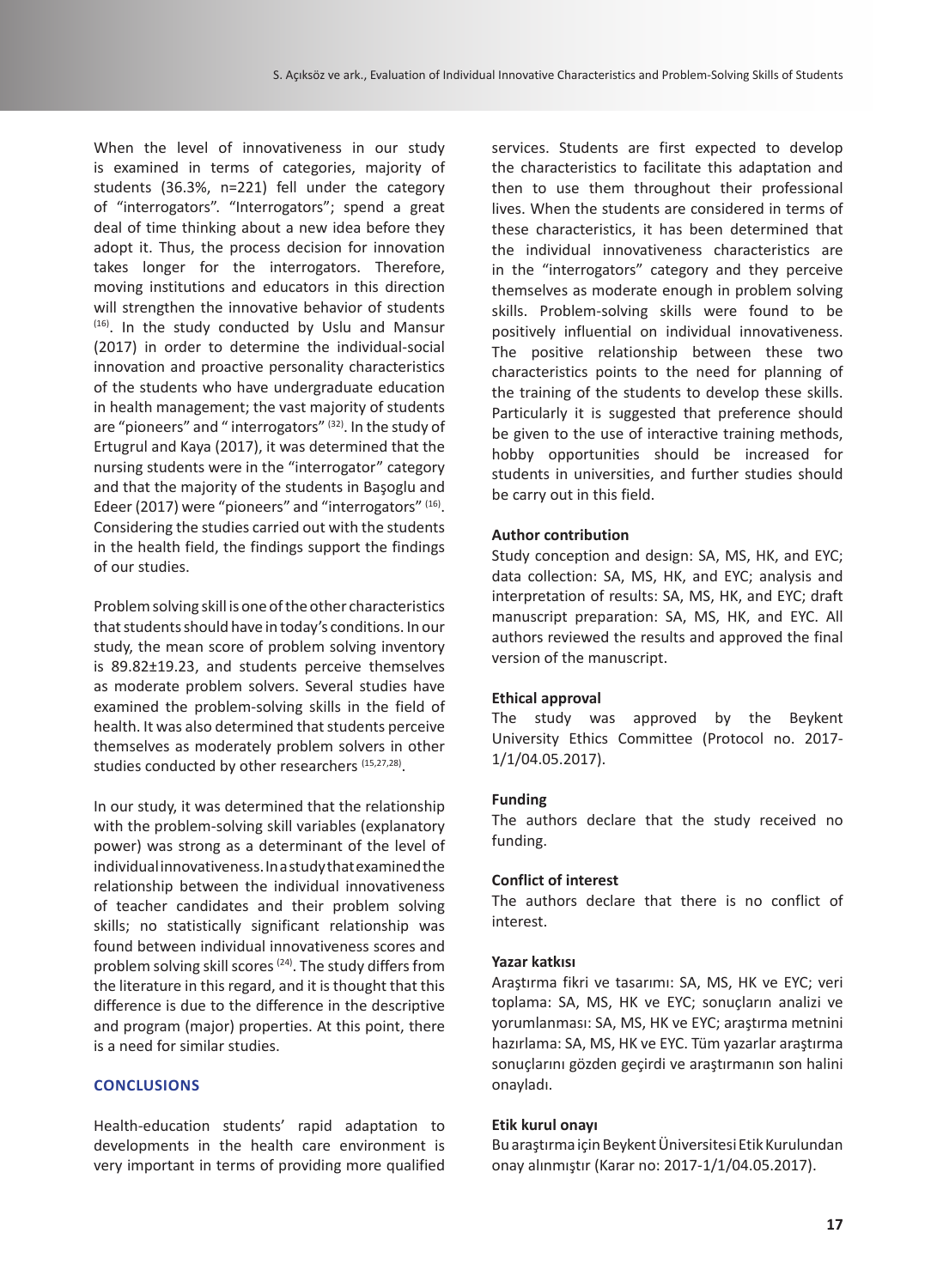When the level of innovativeness in our study is examined in terms of categories, majority of students (36.3%, n=221) fell under the category of "interrogators". "Interrogators"; spend a great deal of time thinking about a new idea before they adopt it. Thus, the process decision for innovation takes longer for the interrogators. Therefore, moving institutions and educators in this direction will strengthen the innovative behavior of students [16]. In the study conducted by Uslu and Mansur (2017) in order to determine the individual-social innovation and proactive personality characteristics of the students who have undergraduate education in health management; the vast majority of students are "pioneers" and " interrogators" [32]. In the study of Ertugrul and Kaya (2017), it was determined that the nursing students were in the "interrogator" category and that the majority of the students in Başoglu and Edeer (2017) were "pioneers" and "interrogators" [16]. Considering the studies carried out with the students in the health field, the findings support the findings of our studies.

Problem solving skill is one of the other characteristics that students should have in today's conditions. In our study, the mean score of problem solving inventory is 89.82±19.23, and students perceive themselves as moderate problem solvers. Several studies have examined the problem-solving skills in the field of health. It was also determined that students perceive themselves as moderately problem solvers in other studies conducted by other researchers [15,27,28].

In our study, it was determined that the relationship with the problem-solving skill variables (explanatory power) was strong as a determinant of the level of individual innovativeness. In a study that examined the relationship between the individual innovativeness of teacher candidates and their problem solving skills; no statistically significant relationship was found between individual innovativeness scores and problem solving skill scores [24]. The study differs from the literature in this regard, and it is thought that this difference is due to the difference in the descriptive and program (major) properties. At this point, there is a need for similar studies.

## CONCLUSIONS

Health-education students' rapid adaptation to developments in the health care environment is very important in terms of providing more qualified services. Students are first expected to develop the characteristics to facilitate this adaptation and then to use them throughout their professional lives. When the students are considered in terms of these characteristics, it has been determined that the individual innovativeness characteristics are in the "interrogators" category and they perceive themselves as moderate enough in problem solving skills. Problem-solving skills were found to be positively influential on individual innovativeness. The positive relationship between these two characteristics points to the need for planning of the training of the students to develop these skills. Particularly it is suggested that preference should be given to the use of interactive training methods, hobby opportunities should be increased for students in universities, and further studies should be carry out in this field.

### Author contribution

Study conception and design: SA, MS, HK, and EYC; data collection: SA, MS, HK, and EYC; analysis and interpretation of results: SA, MS, HK, and EYC; draft manuscript preparation: SA, MS, HK, and EYC. All authors reviewed the results and approved the final version of the manuscript.

### Ethical approval

The study was approved by the Beykent University Ethics Committee (Protocol no. 2017-1/1/04.05.2017).

### Funding

The authors declare that the study received no funding.

### Conflict of interest

The authors declare that there is no conflict of interest.

### Yazar katkısı

Araştırma fikri ve tasarımı: SA, MS, HK ve EYC; veri toplama: SA, MS, HK ve EYC; sonuçların analizi ve yorumlanması: SA, MS, HK ve EYC; araştırma metnini hazırlama: SA, MS, HK ve EYC. Tüm yazarlar araştırma sonuçlarını gözden geçirdi ve araştırmanın son halini onayladı.

### Etik kurul onayı

Bu araştırma için Beykent Üniversitesi Etik Kurulundan onay alınmıştır (Karar no: 2017-1/1/04.05.2017).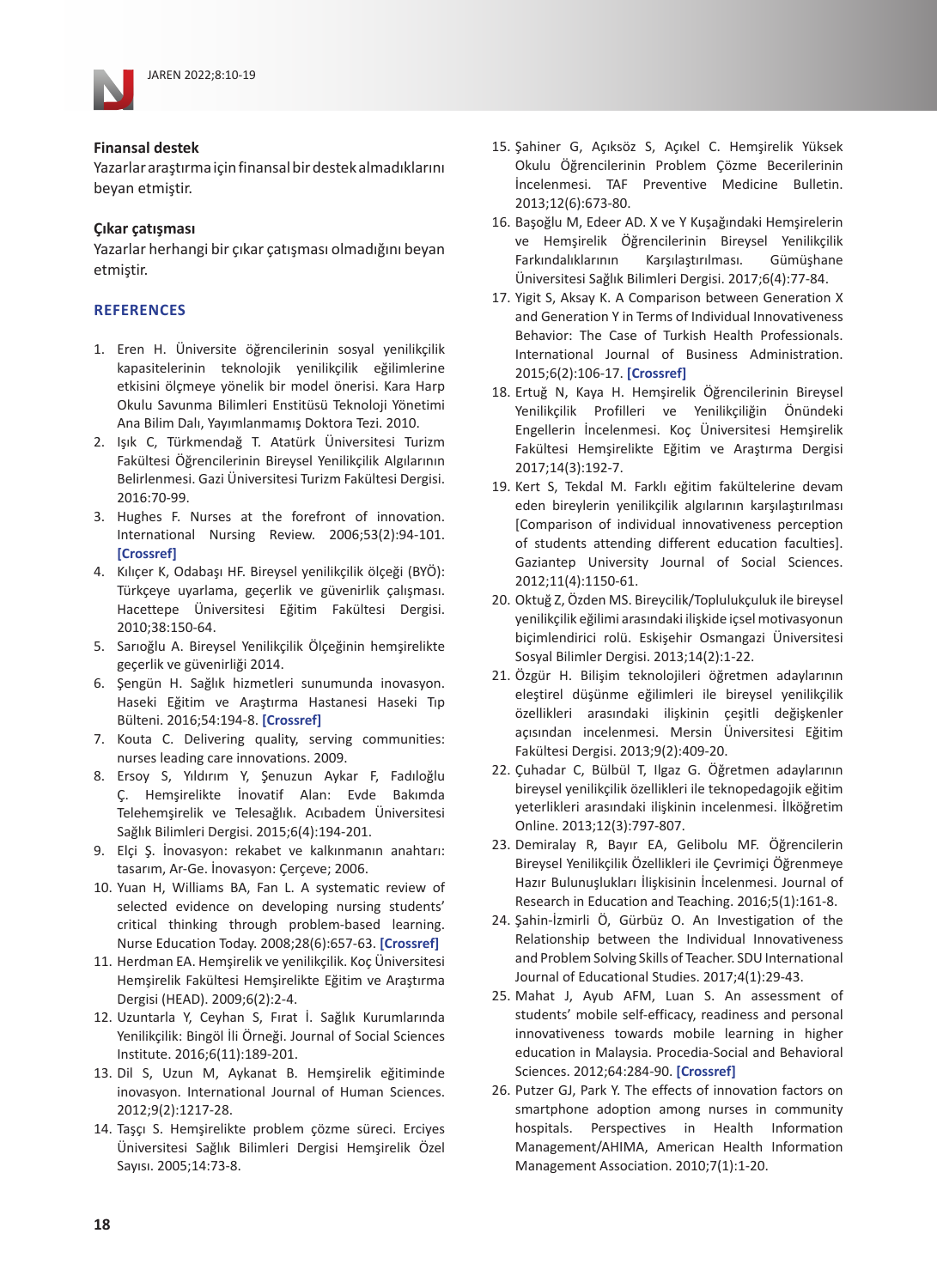**Finansal destek**

Yazarlar araştırma için finansal bir destek almadıklarını beyan etmiştir.

**Çıkar çatışması**

Yazarlar herhangi bir çıkar çatışması olmadığını beyan etmiştir.

## REFERENCES

1. Eren H. Üniversite öğrencilerinin sosyal yenilikçilik kapasitelerinin teknolojik yenilikçilik eğilimlerine etkisini ölçmeye yönelik bir model önerisi. Kara Harp Okulu Savunma Bilimleri Enstitüsü Teknoloji Yönetimi Ana Bilim Dalı, Yayımlanmamış Doktora Tezi. 2010.
2. Işık C, Türkmendağ T. Atatürk Üniversitesi Turizm Fakültesi Öğrencilerinin Bireysel Yenilikçilik Algılarının Belirlenmesi. Gazi Üniversitesi Turizm Fakültesi Dergisi. 2016:70-99.
3. Hughes F. Nurses at the forefront of innovation. International Nursing Review. 2006;53(2):94-101. [Crossref]
4. Kılıçer K, Odabaşı HF. Bireysel yenilikçilik ölçeği (BYÖ): Türkçeye uyarlama, geçerlik ve güvenirlik çalışması. Hacettepe Üniversitesi Eğitim Fakültesi Dergisi. 2010;38:150-64.
5. Sarıoğlu A. Bireysel Yenilikçilik Ölçeğinin hemşirelikte geçerlik ve güvenirliği 2014.
6. Şengün H. Sağlık hizmetleri sunumunda inovasyon. Haseki Eğitim ve Araştırma Hastanesi Haseki Tıp Bülteni. 2016;54:194-8. [Crossref]
7. Kouta C. Delivering quality, serving communities: nurses leading care innovations. 2009.
8. Ersoy S, Yıldırım Y, Şenuzun Aykar F, Fadıloğlu Ç. Hemşirelikte İnovatif Alan: Evde Bakımda Telehemşirelik ve Telesağlık. Acıbadem Üniversitesi Sağlık Bilimleri Dergisi. 2015;6(4):194-201.
9. Elçi Ş. İnovasyon: rekabet ve kalkınmanın anahtarı: tasarım, Ar-Ge. İnovasyon: Çerçeve; 2006.
10. Yuan H, Williams BA, Fan L. A systematic review of selected evidence on developing nursing students' critical thinking through problem-based learning. Nurse Education Today. 2008;28(6):657-63. [Crossref]
11. Herdman EA. Hemşirelik ve yenilikçilik. Koç Üniversitesi Hemşirelik Fakültesi Hemşirelikte Eğitim ve Araştırma Dergisi (HEAD). 2009;6(2):2-4.
12. Uzuntarla Y, Ceyhan S, Fırat İ. Sağlık Kurumlarında Yenilikçilik: Bingöl İli Örneği. Journal of Social Sciences Institute. 2016;6(11):189-201.
13. Dil S, Uzun M, Aykanat B. Hemşirelik eğitiminde inovasyon. International Journal of Human Sciences. 2012;9(2):1217-28.
14. Taşçı S. Hemşirelikte problem çözme süreci. Erciyes Üniversitesi Sağlık Bilimleri Dergisi Hemşirelik Özel Sayısı. 2005;14:73-8.
15. Şahiner G, Açıksöz S, Açıkel C. Hemşirelik Yüksek Okulu Öğrencilerinin Problem Çözme Becerilerinin İncelenmesi. TAF Preventive Medicine Bulletin. 2013;12(6):673-80.
16. Başoğlu M, Edeer AD. X ve Y Kuşağındaki Hemşirelerin ve Hemşirelik Öğrencilerinin Bireysel Yenilikçilik Farkındalıklarının Karşılaştırılması. Gümüşhane Üniversitesi Sağlık Bilimleri Dergisi. 2017;6(4):77-84.
17. Yigit S, Aksay K. A Comparison between Generation X and Generation Y in Terms of Individual Innovativeness Behavior: The Case of Turkish Health Professionals. International Journal of Business Administration. 2015;6(2):106-17. [Crossref]
18. Ertuğ N, Kaya H. Hemşirelik Öğrencilerinin Bireysel Yenilikçilik Profilleri ve Yenilikçiliğin Önündeki Engellerin İncelenmesi. Koç Üniversitesi Hemşirelik Fakültesi Hemşirelikte Eğitim ve Araştırma Dergisi 2017;14(3):192-7.
19. Kert S, Tekdal M. Farklı eğitim fakültelerine devam eden bireylerin yenilikçilik algılarının karşılaştırılması [Comparison of individual innovativeness perception of students attending different education faculties]. Gaziantep University Journal of Social Sciences. 2012;11(4):1150-61.
20. Oktuğ Z, Özden MS. Bireycilik/Toplulukçuluk ile bireysel yenilikçilik eğilimi arasındaki ilişkide içsel motivasyonun biçimlendirici rolü. Eskişehir Osmangazi Üniversitesi Sosyal Bilimler Dergisi. 2013;14(2):1-22.
21. Özgür H. Bilişim teknolojileri öğretmen adaylarının eleştirel düşünme eğilimleri ile bireysel yenilikçilik özellikleri arasındaki ilişkinin çeşitli değişkenler açısından incelenmesi. Mersin Üniversitesi Eğitim Fakültesi Dergisi. 2013;9(2):409-20.
22. Çuhadar C, Bülbül T, Ilgaz G. Öğretmen adaylarının bireysel yenilikçilik özellikleri ile teknopedagojik eğitim yeterlikleri arasındaki ilişkinin incelenmesi. İlköğretim Online. 2013;12(3):797-807.
23. Demiralay R, Bayır EA, Gelibolu MF. Öğrencilerin Bireysel Yenilikçilik Özellikleri ile Çevrimiçi Öğrenmeye Hazır Bulunuşlukları İlişkisinin İncelenmesi. Journal of Research in Education and Teaching. 2016;5(1):161-8.
24. Şahin-İzmirli Ö, Gürbüz O. An Investigation of the Relationship between the Individual Innovativeness and Problem Solving Skills of Teacher. SDU International Journal of Educational Studies. 2017;4(1):29-43.
25. Mahat J, Ayub AFM, Luan S. An assessment of students' mobile self-efficacy, readiness and personal innovativeness towards mobile learning in higher education in Malaysia. Procedia-Social and Behavioral Sciences. 2012;64:284-90. [Crossref]
26. Putzer GJ, Park Y. The effects of innovation factors on smartphone adoption among nurses in community hospitals. Perspectives in Health Information Management/AHIMA, American Health Information Management Association. 2010;7(1):1-20.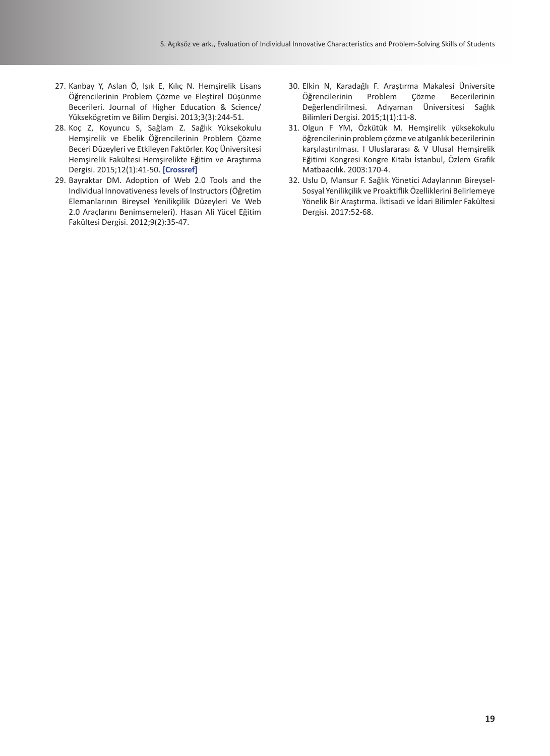27. Kanbay Y, Aslan Ö, Işık E, Kılıç N. Hemşirelik Lisans Öğrencilerinin Problem Çözme ve Eleştirel Düşünme Becerileri. Journal of Higher Education & Science/ Yükseköğretim ve Bilim Dergisi. 2013;3(3):244-51.
28. Koç Z, Koyuncu S, Sağlam Z. Sağlık Yüksekokulu Hemşirelik ve Ebelik Öğrencilerinin Problem Çözme Beceri Düzeyleri ve Etkileyen Faktörler. Koç Üniversitesi Hemşirelik Fakültesi Hemşirelikte Eğitim ve Araştırma Dergisi. 2015;12(1):41-50. **[Crossref]**
29. Bayraktar DM. Adoption of Web 2.0 Tools and the Individual Innovativeness levels of Instructors (Öğretim Elemanlarının Bireysel Yenilikçilik Düzeyleri Ve Web 2.0 Araçlarını Benimsemeleri). Hasan Ali Yücel Eğitim Fakültesi Dergisi. 2012;9(2):35-47.
30. Elkin N, Karadağlı F. Araştırma Makalesi Üniversite Öğrencilerinin Problem Çözme Becerilerinin Değerlendirilmesi. Adıyaman Üniversitesi Sağlık Bilimleri Dergisi. 2015;1(1):11-8.
31. Olgun F YM, Özkütük M. Hemşirelik yüksekokulu öğrencilerinin problem çözme ve atılganlık becerilerinin karşılaştırılması. I Uluslararası & V Ulusal Hemşirelik Eğitimi Kongresi Kongre Kitabı İstanbul, Özlem Grafik Matbaacılık. 2003:170-4.
32. Uslu D, Mansur F. Sağlık Yönetici Adaylarının Bireysel-Sosyal Yenilikçilik ve Proaktiflik Özelliklerini Belirlemeye Yönelik Bir Araştırma. İktisadi ve İdari Bilimler Fakültesi Dergisi. 2017:52-68.